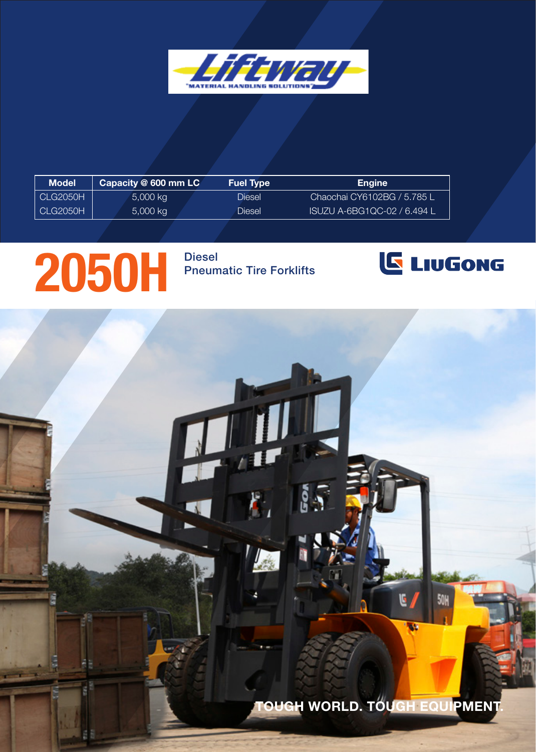Liftway
"MATERIAL HANDLING SOLUTIONS"

| Model | Capacity @ 600 mm LC | Fuel Type | Engine |
| --- | --- | --- | --- |
| CLG2050H | 5,000 kg | Diesel | Chaochai CY6102BG / 5.785 L |
| CLG2050H | 5,000 kg | Diesel | ISUZU A-6BG1QC-02 / 6.494 L |

# 2050H

## Diesel Pneumatic Tire Forklifts

LIUGONG

TOUGH WORLD. TOUGH EQUIPMENT.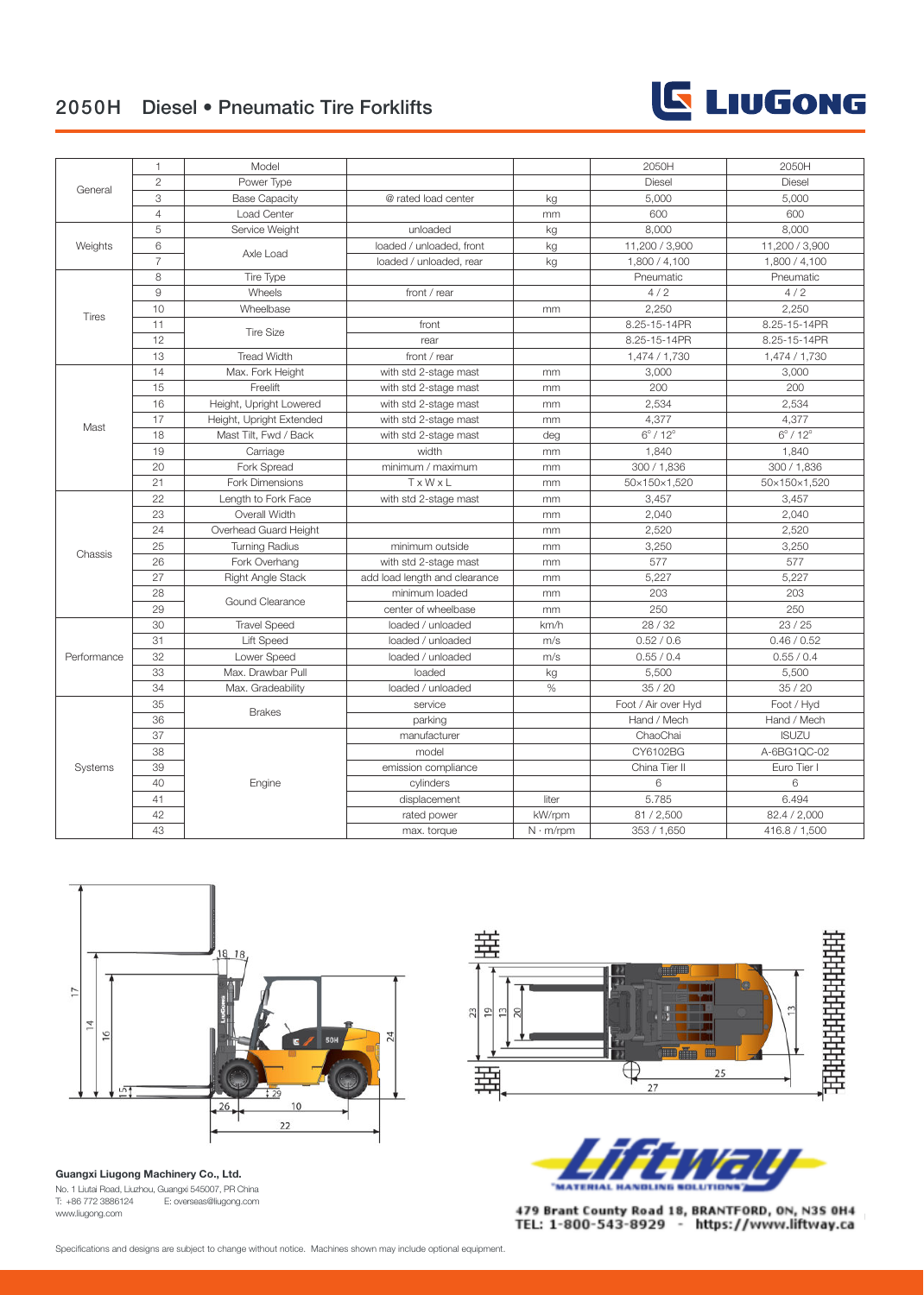## 2050H Diesel • Pneumatic Tire Forklifts

LIUGONG

| | | | | | | |
|---|---|---|---|---|---|---|
| General | 1 | Model | | | 2050H | 2050H |
| | 2 | Power Type | | | Diesel | Diesel |
| | 3 | Base Capacity | @ rated load center | kg | 5,000 | 5,000 |
| | 4 | Load Center | | mm | 600 | 600 |
| Weights | 5 | Service Weight | unloaded | kg | 8,000 | 8,000 |
| | 6 | Axle Load | loaded / unloaded, front | kg | 11,200 / 3,900 | 11,200 / 3,900 |
| | 7 | | loaded / unloaded, rear | kg | 1,800 / 4,100 | 1,800 / 4,100 |
| Tires | 8 | Tire Type | | | Pneumatic | Pneumatic |
| | 9 | Wheels | front / rear | | 4 / 2 | 4 / 2 |
| | 10 | Wheelbase | | mm | 2,250 | 2,250 |
| | 11 | Tire Size | front | | 8.25-15-14PR | 8.25-15-14PR |
| | 12 | | rear | | 8.25-15-14PR | 8.25-15-14PR |
| | 13 | Tread Width | front / rear | | 1,474 / 1,730 | 1,474 / 1,730 |
| Mast | 14 | Max. Fork Height | with std 2-stage mast | mm | 3,000 | 3,000 |
| | 15 | Freelift | with std 2-stage mast | mm | 200 | 200 |
| | 16 | Height, Upright Lowered | with std 2-stage mast | mm | 2,534 | 2,534 |
| | 17 | Height, Upright Extended | with std 2-stage mast | mm | 4,377 | 4,377 |
| | 18 | Mast Tilt, Fwd / Back | with std 2-stage mast | deg | 6° / 12° | 6° / 12° |
| | 19 | Carriage | width | mm | 1,840 | 1,840 |
| | 20 | Fork Spread | minimum / maximum | mm | 300 / 1,836 | 300 / 1,836 |
| | 21 | Fork Dimensions | T x W x L | mm | 50×150×1,520 | 50×150×1,520 |
| Chassis | 22 | Length to Fork Face | with std 2-stage mast | mm | 3,457 | 3,457 |
| | 23 | Overall Width | | mm | 2,040 | 2,040 |
| | 24 | Overhead Guard Height | | mm | 2,520 | 2,520 |
| | 25 | Turning Radius | minimum outside | mm | 3,250 | 3,250 |
| | 26 | Fork Overhang | with std 2-stage mast | mm | 577 | 577 |
| | 27 | Right Angle Stack | add load length and clearance | mm | 5,227 | 5,227 |
| | 28 | Gound Clearance | minimum loaded | mm | 203 | 203 |
| | 29 | | center of wheelbase | mm | 250 | 250 |
| Performance | 30 | Travel Speed | loaded / unloaded | km/h | 28 / 32 | 23 / 25 |
| | 31 | Lift Speed | loaded / unloaded | m/s | 0.52 / 0.6 | 0.46 / 0.52 |
| | 32 | Lower Speed | loaded / unloaded | m/s | 0.55 / 0.4 | 0.55 / 0.4 |
| | 33 | Max. Drawbar Pull | loaded | kg | 5,500 | 5,500 |
| | 34 | Max. Gradeability | loaded / unloaded | % | 35 / 20 | 35 / 20 |
| Systems | 35 | Brakes | service | | Foot / Air over Hyd | Foot / Hyd |
| | 36 | | parking | | Hand / Mech | Hand / Mech |
| | 37 | Engine | manufacturer | | ChaoChai | ISUZU |
| | 38 | | model | | CY6102BG | A-6BG1QC-02 |
| | 39 | | emission compliance | | China Tier II | Euro Tier I |
| | 40 | | cylinders | | 6 | 6 |
| | 41 | | displacement | liter | 5.785 | 6.494 |
| | 42 | | rated power | kW/rpm | 81 / 2,500 | 82.4 / 2,000 |
| | 43 | | max. torque | N · m/rpm | 353 / 1,650 | 416.8 / 1,500 |

17 14 16 15 18 18 29 24 26 10 22

23 19 20 13 25 27

**Guangxi Liugong Machinery Co., Ltd.**
No. 1 Liutai Road, Liuzhou, Guangxi 545007, PR China
T: +86 772 3886124 E: overseas@liugong.com
www.liugong.com

Liftway
"MATERIAL HANDLING SOLUTIONS"
479 Brant County Road 18, BRANTFORD, ON, N3S 0H4
TEL: 1-800-543-8929 - https://www.liftway.ca

Specifications and designs are subject to change without notice. Machines shown may include optional equipment.